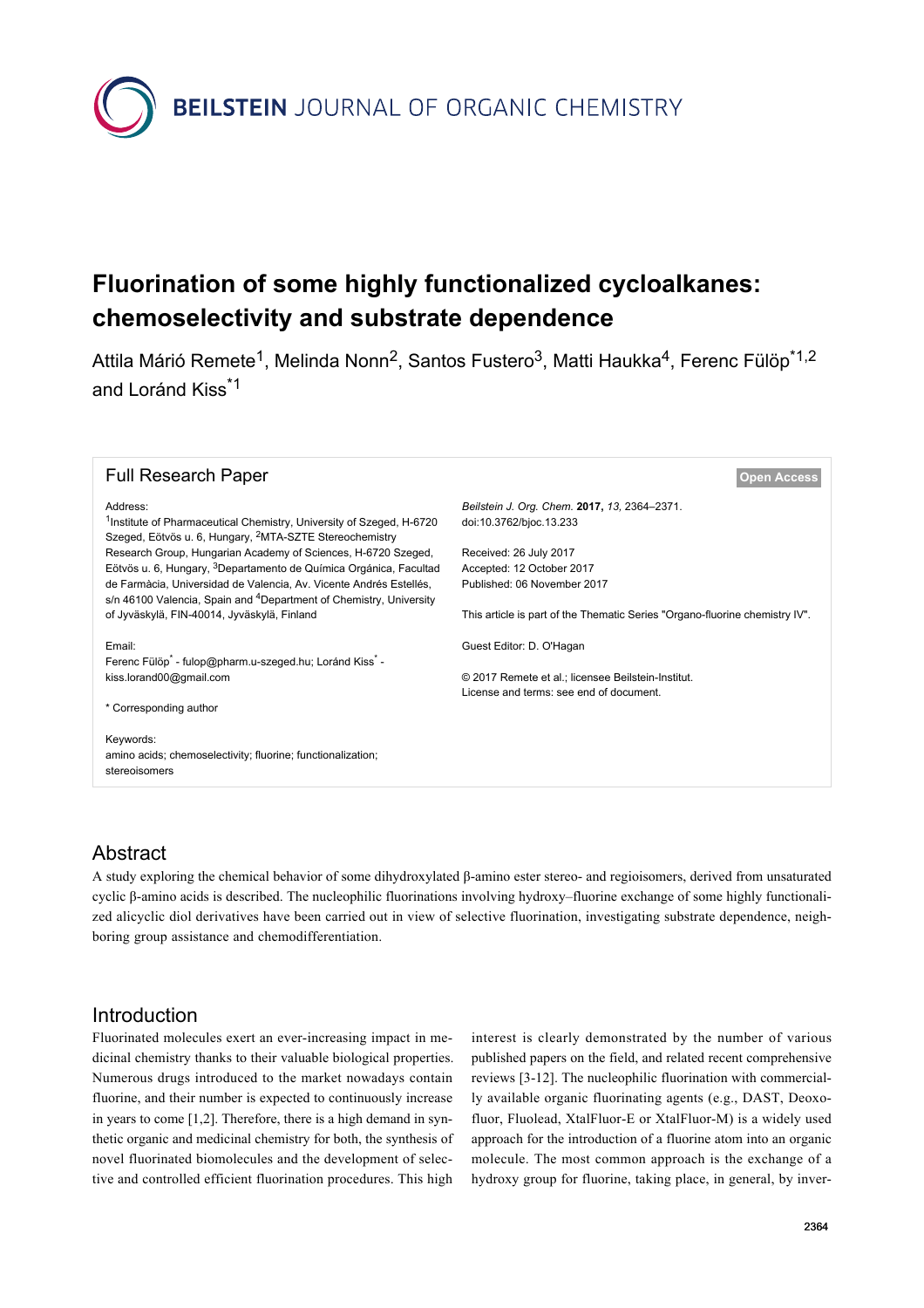# Fluorination of some highly functionalized cycloalkanes: chemoselectivity and substrate dependence

Attila Márió Remete[1], Melinda Nonn[2], Santos Fustero[3], Matti Haukka[4], Ferenc Fülöp*[1,2] and Loránd Kiss*[1]

**Full Research Paper** — Open Access

Address:
[1]Institute of Pharmaceutical Chemistry, University of Szeged, H-6720 Szeged, Eötvös u. 6, Hungary, [2]MTA-SZTE Stereochemistry Research Group, Hungarian Academy of Sciences, H-6720 Szeged, Eötvös u. 6, Hungary, [3]Departamento de Química Orgánica, Facultad de Farmàcia, Universidad de Valencia, Av. Vicente Andrés Estellés, s/n 46100 Valencia, Spain and [4]Department of Chemistry, University of Jyväskylä, FIN-40014, Jyväskylä, Finland

Email:
Ferenc Fülöp* - fulop@pharm.u-szeged.hu; Loránd Kiss* - kiss.lorand00@gmail.com

\* Corresponding author

Keywords:
amino acids; chemoselectivity; fluorine; functionalization; stereoisomers

*Beilstein J. Org. Chem.* **2017,** *13,* 2364–2371.
doi:10.3762/bjoc.13.233

Received: 26 July 2017
Accepted: 12 October 2017
Published: 06 November 2017

This article is part of the Thematic Series "Organo-fluorine chemistry IV".

Guest Editor: D. O'Hagan

© 2017 Remete et al.; licensee Beilstein-Institut.
License and terms: see end of document.

## Abstract

A study exploring the chemical behavior of some dihydroxylated β-amino ester stereo- and regioisomers, derived from unsaturated cyclic β-amino acids is described. The nucleophilic fluorinations involving hydroxy–fluorine exchange of some highly functionalized alicyclic diol derivatives have been carried out in view of selective fluorination, investigating substrate dependence, neighboring group assistance and chemodifferentiation.

## Introduction

Fluorinated molecules exert an ever-increasing impact in medicinal chemistry thanks to their valuable biological properties. Numerous drugs introduced to the market nowadays contain fluorine, and their number is expected to continuously increase in years to come [1,2]. Therefore, there is a high demand in synthetic organic and medicinal chemistry for both, the synthesis of novel fluorinated biomolecules and the development of selective and controlled efficient fluorination procedures. This high interest is clearly demonstrated by the number of various published papers on the field, and related recent comprehensive reviews [3-12]. The nucleophilic fluorination with commercially available organic fluorinating agents (e.g., DAST, Deoxofluor, Fluolead, XtalFluor-E or XtalFluor-M) is a widely used approach for the introduction of a fluorine atom into an organic molecule. The most common approach is the exchange of a hydroxy group for fluorine, taking place, in general, by inver-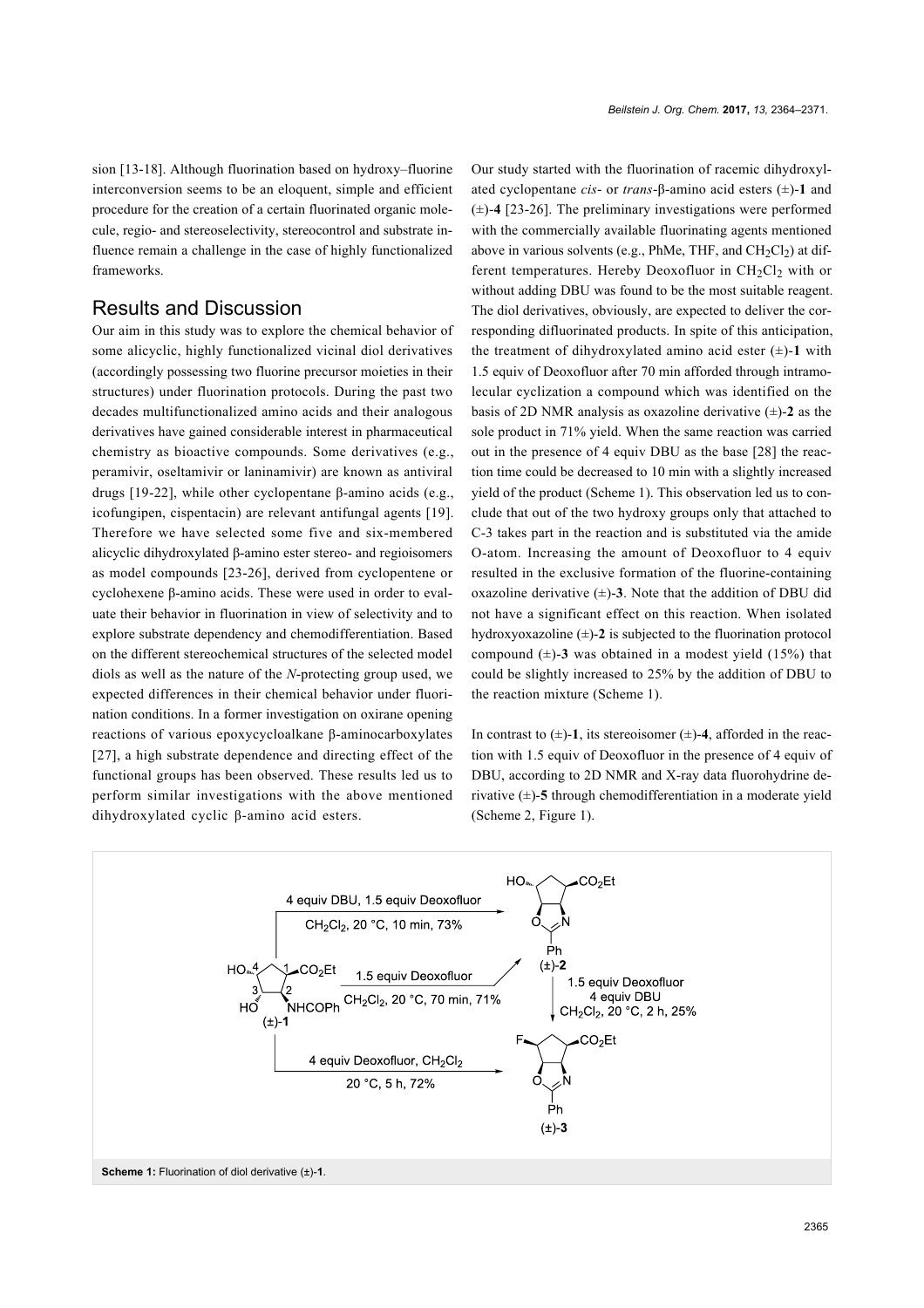sion [13-18]. Although fluorination based on hydroxy–fluorine interconversion seems to be an eloquent, simple and efficient procedure for the creation of a certain fluorinated organic molecule, regio- and stereoselectivity, stereocontrol and substrate influence remain a challenge in the case of highly functionalized frameworks.

## Results and Discussion

Our aim in this study was to explore the chemical behavior of some alicyclic, highly functionalized vicinal diol derivatives (accordingly possessing two fluorine precursor moieties in their structures) under fluorination protocols. During the past two decades multifunctionalized amino acids and their analogous derivatives have gained considerable interest in pharmaceutical chemistry as bioactive compounds. Some derivatives (e.g., peramivir, oseltamivir or laninamivir) are known as antiviral drugs [19-22], while other cyclopentane β-amino acids (e.g., icofungipen, cispentacin) are relevant antifungal agents [19]. Therefore we have selected some five and six-membered alicyclic dihydroxylated β-amino ester stereo- and regioisomers as model compounds [23-26], derived from cyclopentene or cyclohexene β-amino acids. These were used in order to evaluate their behavior in fluorination in view of selectivity and to explore substrate dependency and chemodifferentiation. Based on the different stereochemical structures of the selected model diols as well as the nature of the *N*-protecting group used, we expected differences in their chemical behavior under fluorination conditions. In a former investigation on oxirane opening reactions of various epoxycycloalkane β-aminocarboxylates [27], a high substrate dependence and directing effect of the functional groups has been observed. These results led us to perform similar investigations with the above mentioned dihydroxylated cyclic β-amino acid esters.

Our study started with the fluorination of racemic dihydroxylated cyclopentane *cis*- or *trans*-β-amino acid esters (±)-**1** and (±)-**4** [23-26]. The preliminary investigations were performed with the commercially available fluorinating agents mentioned above in various solvents (e.g., PhMe, THF, and $CH_2Cl_2$) at different temperatures. Hereby Deoxofluor in $CH_2Cl_2$ with or without adding DBU was found to be the most suitable reagent. The diol derivatives, obviously, are expected to deliver the corresponding difluorinated products. In spite of this anticipation, the treatment of dihydroxylated amino acid ester (±)-**1** with 1.5 equiv of Deoxofluor after 70 min afforded through intramolecular cyclization a compound which was identified on the basis of 2D NMR analysis as oxazoline derivative (±)-**2** as the sole product in 71% yield. When the same reaction was carried out in the presence of 4 equiv DBU as the base [28] the reaction time could be decreased to 10 min with a slightly increased yield of the product (Scheme 1). This observation led us to conclude that out of the two hydroxy groups only that attached to C-3 takes part in the reaction and is substituted via the amide O-atom. Increasing the amount of Deoxofluor to 4 equiv resulted in the exclusive formation of the fluorine-containing oxazoline derivative (±)-**3**. Note that the addition of DBU did not have a significant effect on this reaction. When isolated hydroxyoxazoline (±)-**2** is subjected to the fluorination protocol compound (±)-**3** was obtained in a modest yield (15%) that could be slightly increased to 25% by the addition of DBU to the reaction mixture (Scheme 1).

In contrast to (±)-**1**, its stereoisomer (±)-**4**, afforded in the reaction with 1.5 equiv of Deoxofluor in the presence of 4 equiv of DBU, according to 2D NMR and X-ray data fluorohydrine derivative (±)-**5** through chemodifferentiation in a moderate yield (Scheme 2, Figure 1).

**Scheme 1:** Fluorination of diol derivative (±)-**1**.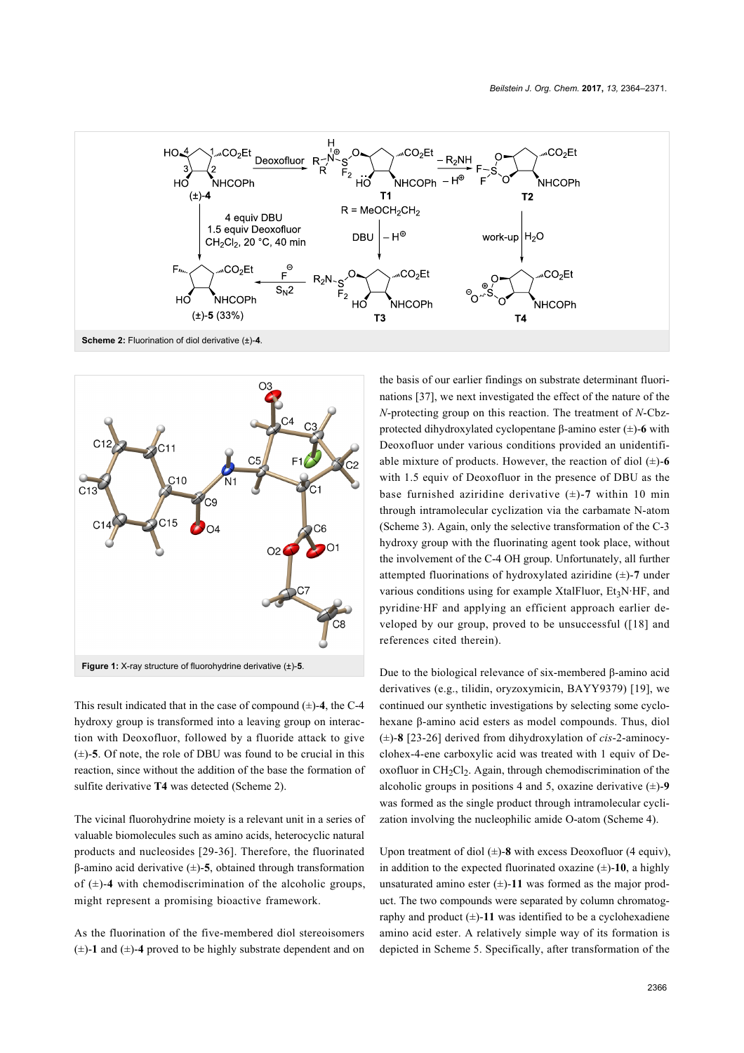Scheme 2: Fluorination of diol derivative (±)-**4**.

Figure 1: X-ray structure of fluorohydrine derivative (±)-**5**.

This result indicated that in the case of compound (±)-**4**, the C-4 hydroxy group is transformed into a leaving group on interaction with Deoxofluor, followed by a fluoride attack to give (±)-**5**. Of note, the role of DBU was found to be crucial in this reaction, since without the addition of the base the formation of sulfite derivative **T4** was detected (Scheme 2).

The vicinal fluorohydrine moiety is a relevant unit in a series of valuable biomolecules such as amino acids, heterocyclic natural products and nucleosides [29-36]. Therefore, the fluorinated β-amino acid derivative (±)-**5**, obtained through transformation of (±)-**4** with chemodiscrimination of the alcoholic groups, might represent a promising bioactive framework.

As the fluorination of the five-membered diol stereoisomers (±)-**1** and (±)-**4** proved to be highly substrate dependent and on the basis of our earlier findings on substrate determinant fluorinations [37], we next investigated the effect of the nature of the *N*-protecting group on this reaction. The treatment of *N*-Cbz-protected dihydroxylated cyclopentane β-amino ester (±)-**6** with Deoxofluor under various conditions provided an unidentifiable mixture of products. However, the reaction of diol (±)-**6** with 1.5 equiv of Deoxofluor in the presence of DBU as the base furnished aziridine derivative (±)-**7** within 10 min through intramolecular cyclization via the carbamate N-atom (Scheme 3). Again, only the selective transformation of the C-3 hydroxy group with the fluorinating agent took place, without the involvement of the C-4 OH group. Unfortunately, all further attempted fluorinations of hydroxylated aziridine (±)-**7** under various conditions using for example XtalFluor, $Et_3N·HF$, and pyridine·HF and applying an efficient approach earlier developed by our group, proved to be unsuccessful ([18] and references cited therein).

Due to the biological relevance of six-membered β-amino acid derivatives (e.g., tilidin, oryzoxymicin, BAYY9379) [19], we continued our synthetic investigations by selecting some cyclohexane β-amino acid esters as model compounds. Thus, diol (±)-**8** [23-26] derived from dihydroxylation of *cis*-2-aminocyclohex-4-ene carboxylic acid was treated with 1 equiv of Deoxofluor in $CH_2Cl_2$. Again, through chemodiscrimination of the alcoholic groups in positions 4 and 5, oxazine derivative (±)-**9** was formed as the single product through intramolecular cyclization involving the nucleophilic amide O-atom (Scheme 4).

Upon treatment of diol (±)-**8** with excess Deoxofluor (4 equiv), in addition to the expected fluorinated oxazine (±)-**10**, a highly unsaturated amino ester (±)-**11** was formed as the major product. The two compounds were separated by column chromatography and product (±)-**11** was identified to be a cyclohexadiene amino acid ester. A relatively simple way of its formation is depicted in Scheme 5. Specifically, after transformation of the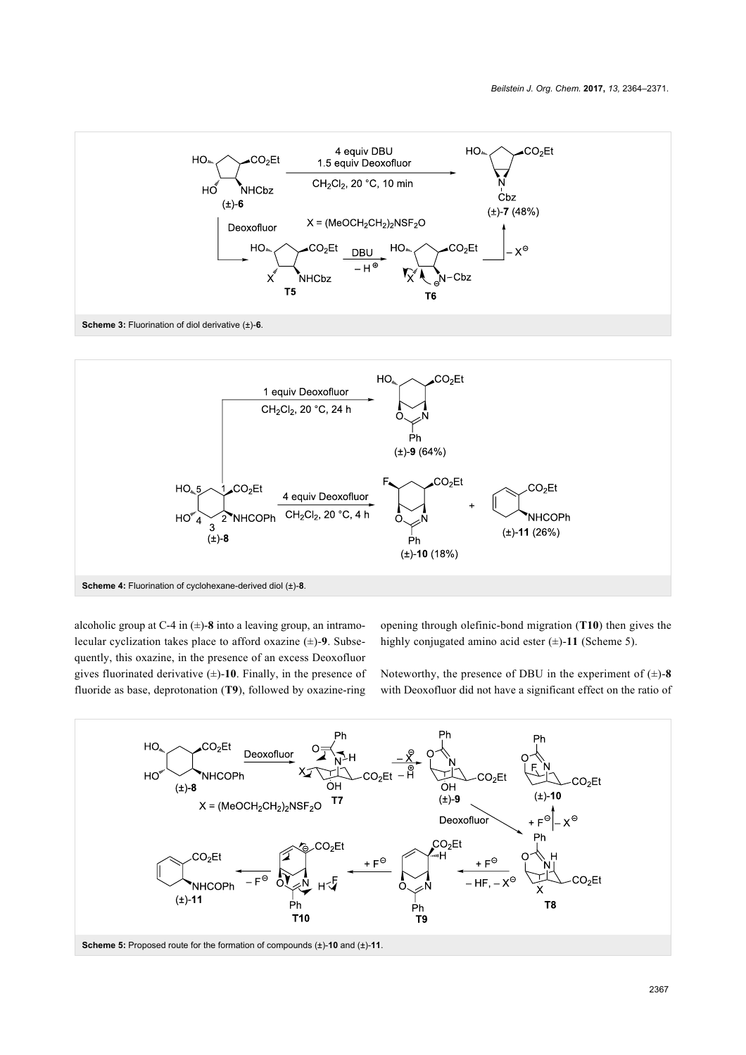Scheme 3: Fluorination of diol derivative (±)-**6**.

Scheme 4: Fluorination of cyclohexane-derived diol (±)-**8**.

alcoholic group at C-4 in (±)-**8** into a leaving group, an intramolecular cyclization takes place to afford oxazine (±)-**9**. Subsequently, this oxazine, in the presence of an excess Deoxofluor gives fluorinated derivative (±)-**10**. Finally, in the presence of fluoride as base, deprotonation (**T9**), followed by oxazine-ring opening through olefinic-bond migration (**T10**) then gives the highly conjugated amino acid ester (±)-**11** (Scheme 5).

Noteworthy, the presence of DBU in the experiment of (±)-**8** with Deoxofluor did not have a significant effect on the ratio of

Scheme 5: Proposed route for the formation of compounds (±)-**10** and (±)-**11**.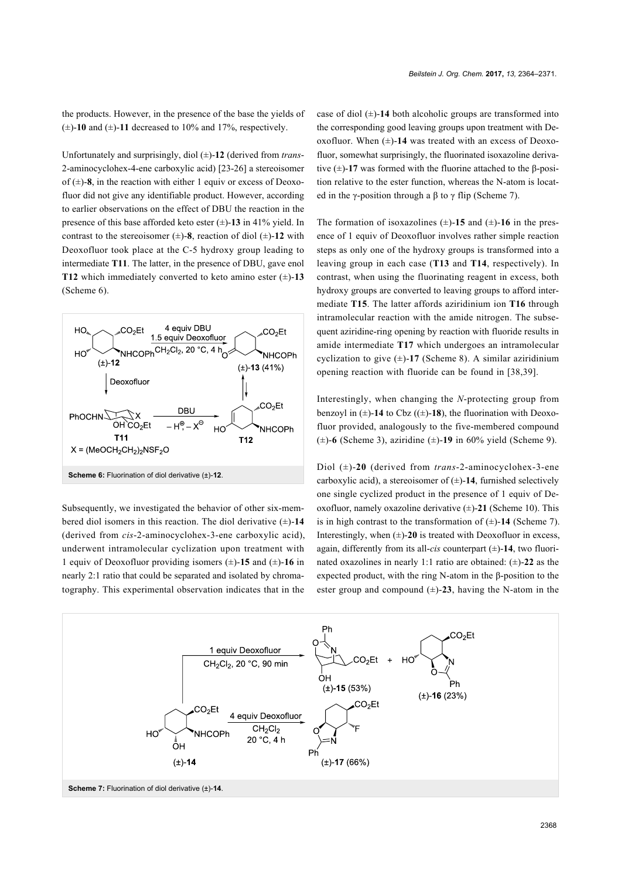the products. However, in the presence of the base the yields of (±)-**10** and (±)-**11** decreased to 10% and 17%, respectively.

Unfortunately and surprisingly, diol (±)-**12** (derived from *trans*-2-aminocyclohex-4-ene carboxylic acid) [23-26] a stereoisomer of (±)-**8**, in the reaction with either 1 equiv or excess of Deoxofluor did not give any identifiable product. However, according to earlier observations on the effect of DBU the reaction in the presence of this base afforded keto ester (±)-**13** in 41% yield. In contrast to the stereoisomer (±)-**8**, reaction of diol (±)-**12** with Deoxofluor took place at the C-5 hydroxy group leading to intermediate **T11**. The latter, in the presence of DBU, gave enol **T12** which immediately converted to keto amino ester (±)-**13** (Scheme 6).

**Scheme 6:** Fluorination of diol derivative (±)-**12**.

Subsequently, we investigated the behavior of other six-membered diol isomers in this reaction. The diol derivative (±)-**14** (derived from *cis*-2-aminocyclohex-3-ene carboxylic acid), underwent intramolecular cyclization upon treatment with 1 equiv of Deoxofluor providing isomers (±)-**15** and (±)-**16** in nearly 2:1 ratio that could be separated and isolated by chromatography. This experimental observation indicates that in the case of diol (±)-**14** both alcoholic groups are transformed into the corresponding good leaving groups upon treatment with Deoxofluor. When (±)-**14** was treated with an excess of Deoxofluor, somewhat surprisingly, the fluorinated isoxazoline derivative (±)-**17** was formed with the fluorine attached to the β-position relative to the ester function, whereas the N-atom is located in the γ-position through a β to γ flip (Scheme 7).

The formation of isoxazolines (±)-**15** and (±)-**16** in the presence of 1 equiv of Deoxofluor involves rather simple reaction steps as only one of the hydroxy groups is transformed into a leaving group in each case (**T13** and **T14**, respectively). In contrast, when using the fluorinating reagent in excess, both hydroxy groups are converted to leaving groups to afford intermediate **T15**. The latter affords aziridinium ion **T16** through intramolecular reaction with the amide nitrogen. The subsequent aziridine-ring opening by reaction with fluoride results in amide intermediate **T17** which undergoes an intramolecular cyclization to give (±)-**17** (Scheme 8). A similar aziridinium opening reaction with fluoride can be found in [38,39].

Interestingly, when changing the *N*-protecting group from benzoyl in (±)-**14** to Cbz ((±)-**18**), the fluorination with Deoxofluor provided, analogously to the five-membered compound (±)-**6** (Scheme 3), aziridine (±)-**19** in 60% yield (Scheme 9).

Diol (±)-**20** (derived from *trans*-2-aminocyclohex-3-ene carboxylic acid), a stereoisomer of (±)-**14**, furnished selectively one single cyclized product in the presence of 1 equiv of Deoxofluor, namely oxazoline derivative (±)-**21** (Scheme 10). This is in high contrast to the transformation of (±)-**14** (Scheme 7). Interestingly, when (±)-**20** is treated with Deoxofluor in excess, again, differently from its all-*cis* counterpart (±)-**14**, two fluorinated oxazolines in nearly 1:1 ratio are obtained: (±)-**22** as the expected product, with the ring N-atom in the β-position to the ester group and compound (±)-**23**, having the N-atom in the

**Scheme 7:** Fluorination of diol derivative (±)-**14**.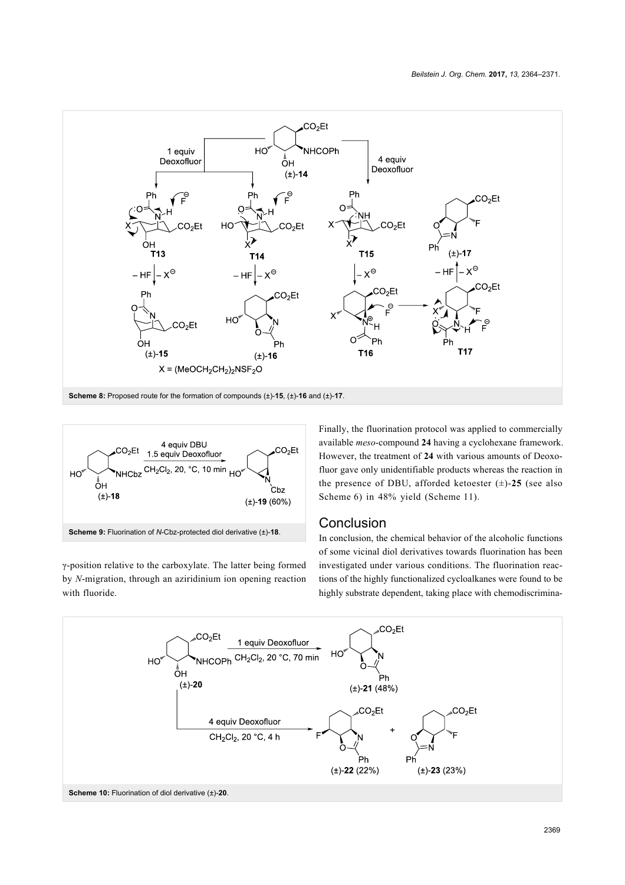Scheme 8: Proposed route for the formation of compounds (±)-**15**, (±)-**16** and (±)-**17**.

Scheme 9: Fluorination of *N*-Cbz-protected diol derivative (±)-**18**.

γ-position relative to the carboxylate. The latter being formed by *N*-migration, through an aziridinium ion opening reaction with fluoride.

Finally, the fluorination protocol was applied to commercially available *meso*-compound **24** having a cyclohexane framework. However, the treatment of **24** with various amounts of Deoxofluor gave only unidentifiable products whereas the reaction in the presence of DBU, afforded ketoester (±)-**25** (see also Scheme 6) in 48% yield (Scheme 11).

## Conclusion

In conclusion, the chemical behavior of the alcoholic functions of some vicinal diol derivatives towards fluorination has been investigated under various conditions. The fluorination reactions of the highly functionalized cycloalkanes were found to be highly substrate dependent, taking place with chemodiscrimina-

Scheme 10: Fluorination of diol derivative (±)-**20**.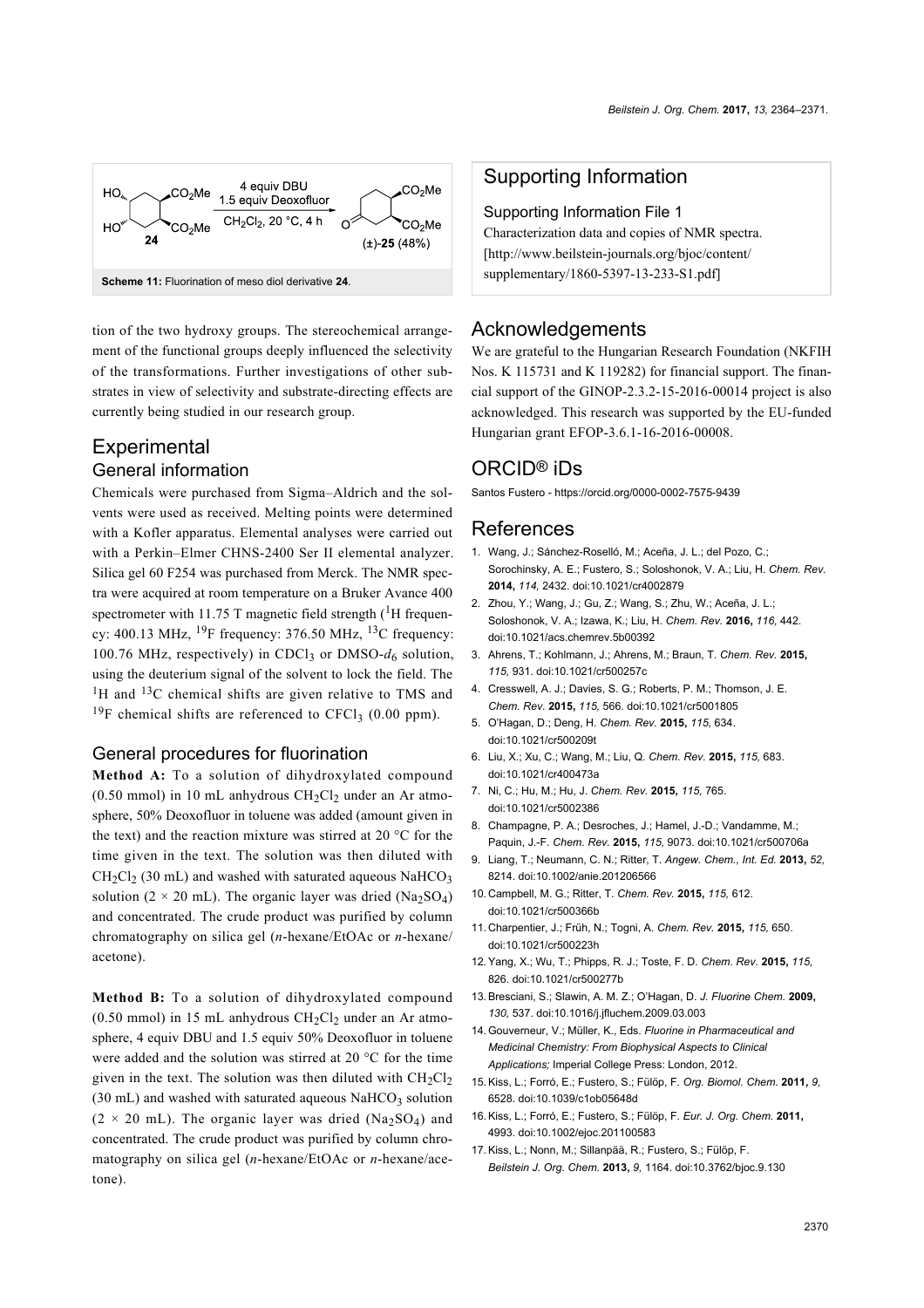Scheme 11: Fluorination of meso diol derivative **24**.

tion of the two hydroxy groups. The stereochemical arrangement of the functional groups deeply influenced the selectivity of the transformations. Further investigations of other substrates in view of selectivity and substrate-directing effects are currently being studied in our research group.

# Experimental

## General information

Chemicals were purchased from Sigma–Aldrich and the solvents were used as received. Melting points were determined with a Kofler apparatus. Elemental analyses were carried out with a Perkin–Elmer CHNS-2400 Ser II elemental analyzer. Silica gel 60 F254 was purchased from Merck. The NMR spectra were acquired at room temperature on a Bruker Avance 400 spectrometer with 11.75 T magnetic field strength ($^{1}$H frequency: 400.13 MHz, $^{19}$F frequency: 376.50 MHz, $^{13}$C frequency: 100.76 MHz, respectively) in $CDCl_3$ or DMSO-$d_6$ solution, using the deuterium signal of the solvent to lock the field. The $^{1}$H and $^{13}$C chemical shifts are given relative to TMS and $^{19}$F chemical shifts are referenced to $CFCl_3$ (0.00 ppm).

## General procedures for fluorination

**Method A:** To a solution of dihydroxylated compound (0.50 mmol) in 10 mL anhydrous $CH_2Cl_2$ under an Ar atmosphere, 50% Deoxofluor in toluene was added (amount given in the text) and the reaction mixture was stirred at 20 °C for the time given in the text. The solution was then diluted with $CH_2Cl_2$ (30 mL) and washed with saturated aqueous $NaHCO_3$ solution (2 × 20 mL). The organic layer was dried ($Na_2SO_4$) and concentrated. The crude product was purified by column chromatography on silica gel (*n*-hexane/EtOAc or *n*-hexane/acetone).

**Method B:** To a solution of dihydroxylated compound (0.50 mmol) in 15 mL anhydrous $CH_2Cl_2$ under an Ar atmosphere, 4 equiv DBU and 1.5 equiv 50% Deoxofluor in toluene were added and the solution was stirred at 20 °C for the time given in the text. The solution was then diluted with $CH_2Cl_2$ (30 mL) and washed with saturated aqueous $NaHCO_3$ solution (2 × 20 mL). The organic layer was dried ($Na_2SO_4$) and concentrated. The crude product was purified by column chromatography on silica gel (*n*-hexane/EtOAc or *n*-hexane/acetone).

# Supporting Information

Supporting Information File 1

Characterization data and copies of NMR spectra.
[http://www.beilstein-journals.org/bjoc/content/supplementary/1860-5397-13-233-S1.pdf]

# Acknowledgements

We are grateful to the Hungarian Research Foundation (NKFIH Nos. K 115731 and K 119282) for financial support. The financial support of the GINOP-2.3.2-15-2016-00014 project is also acknowledged. This research was supported by the EU-funded Hungarian grant EFOP-3.6.1-16-2016-00008.

# ORCID® iDs

Santos Fustero - https://orcid.org/0000-0002-7575-9439

# References

1. Wang, J.; Sánchez-Roselló, M.; Aceña, J. L.; del Pozo, C.; Sorochinsky, A. E.; Fustero, S.; Soloshonok, V. A.; Liu, H. *Chem. Rev.* **2014,** *114,* 2432. doi:10.1021/cr4002879
2. Zhou, Y.; Wang, J.; Gu, Z.; Wang, S.; Zhu, W.; Aceña, J. L.; Soloshonok, V. A.; Izawa, K.; Liu, H. *Chem. Rev.* **2016,** *116,* 442. doi:10.1021/acs.chemrev.5b00392
3. Ahrens, T.; Kohlmann, J.; Ahrens, M.; Braun, T. *Chem. Rev.* **2015,** *115,* 931. doi:10.1021/cr500257c
4. Cresswell, A. J.; Davies, S. G.; Roberts, P. M.; Thomson, J. E. *Chem. Rev.* **2015,** *115,* 566. doi:10.1021/cr5001805
5. O'Hagan, D.; Deng, H. *Chem. Rev.* **2015,** *115,* 634. doi:10.1021/cr500209t
6. Liu, X.; Xu, C.; Wang, M.; Liu, Q. *Chem. Rev.* **2015,** *115,* 683. doi:10.1021/cr400473a
7. Ni, C.; Hu, M.; Hu, J. *Chem. Rev.* **2015,** *115,* 765. doi:10.1021/cr5002386
8. Champagne, P. A.; Desroches, J.; Hamel, J.-D.; Vandamme, M.; Paquin, J.-F. *Chem. Rev.* **2015,** *115,* 9073. doi:10.1021/cr500706a
9. Liang, T.; Neumann, C. N.; Ritter, T. *Angew. Chem., Int. Ed.* **2013,** *52,* 8214. doi:10.1002/anie.201206566
10. Campbell, M. G.; Ritter, T. *Chem. Rev.* **2015,** *115,* 612. doi:10.1021/cr500366b
11. Charpentier, J.; Früh, N.; Togni, A. *Chem. Rev.* **2015,** *115,* 650. doi:10.1021/cr500223h
12. Yang, X.; Wu, T.; Phipps, R. J.; Toste, F. D. *Chem. Rev.* **2015,** *115,* 826. doi:10.1021/cr500277b
13. Bresciani, S.; Slawin, A. M. Z.; O'Hagan, D. *J. Fluorine Chem.* **2009,** *130,* 537. doi:10.1016/j.jfluchem.2009.03.003
14. Gouverneur, V.; Müller, K., Eds. *Fluorine in Pharmaceutical and Medicinal Chemistry: From Biophysical Aspects to Clinical Applications;* Imperial College Press: London, 2012.
15. Kiss, L.; Forró, E.; Fustero, S.; Fülöp, F. *Org. Biomol. Chem.* **2011,** *9,* 6528. doi:10.1039/c1ob05648d
16. Kiss, L.; Forró, E.; Fustero, S.; Fülöp, F. *Eur. J. Org. Chem.* **2011,** 4993. doi:10.1002/ejoc.201100583
17. Kiss, L.; Nonn, M.; Sillanpää, R.; Fustero, S.; Fülöp, F. *Beilstein J. Org. Chem.* **2013,** *9,* 1164. doi:10.3762/bjoc.9.130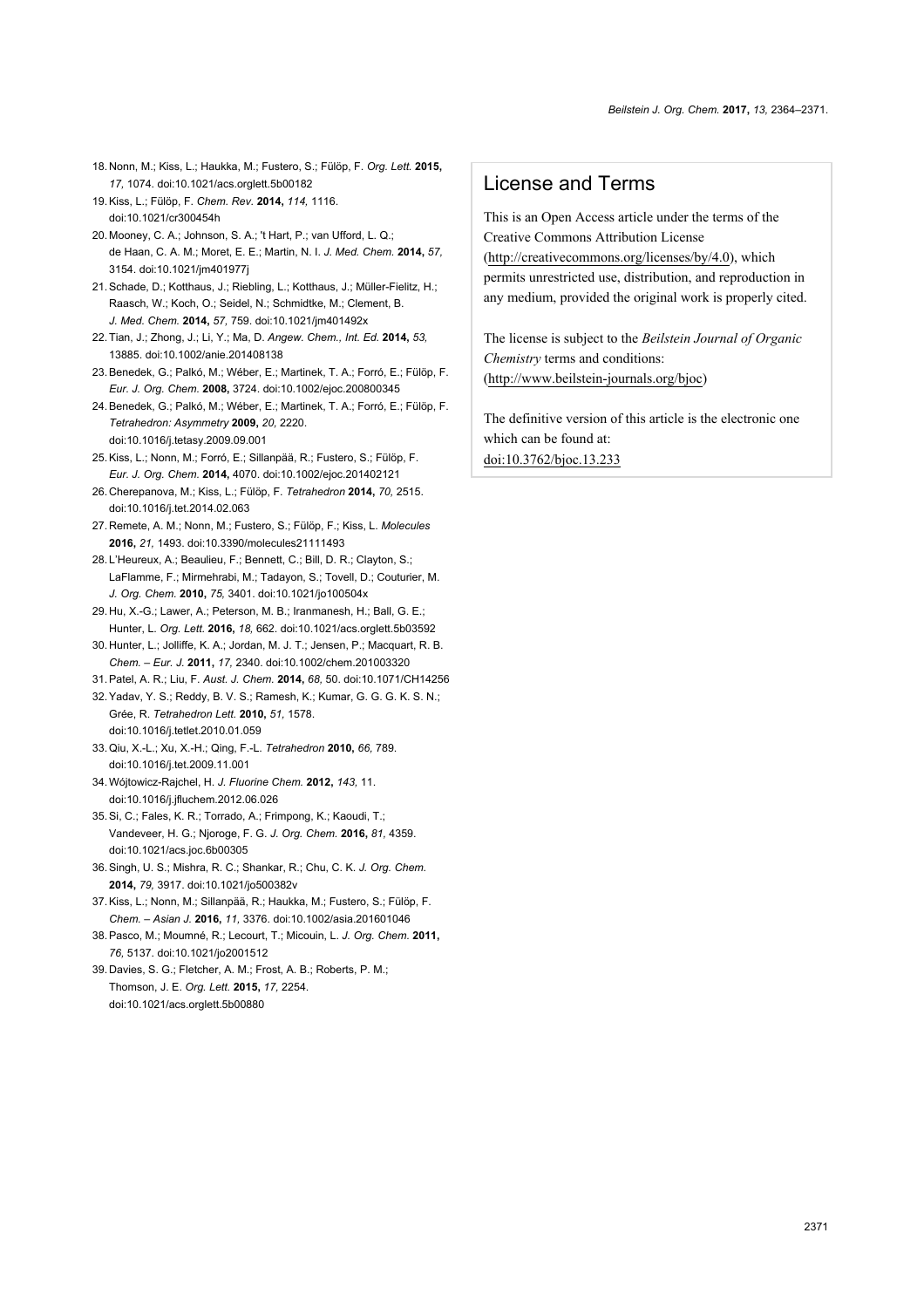18. Nonn, M.; Kiss, L.; Haukka, M.; Fustero, S.; Fülöp, F. *Org. Lett.* **2015,** *17,* 1074. doi:10.1021/acs.orglett.5b00182
19. Kiss, L.; Fülöp, F. *Chem. Rev.* **2014,** *114,* 1116. doi:10.1021/cr300454h
20. Mooney, C. A.; Johnson, S. A.; 't Hart, P.; van Ufford, L. Q.; de Haan, C. A. M.; Moret, E. E.; Martin, N. I. *J. Med. Chem.* **2014,** *57,* 3154. doi:10.1021/jm401977j
21. Schade, D.; Kotthaus, J.; Riebling, L.; Kotthaus, J.; Müller-Fielitz, H.; Raasch, W.; Koch, O.; Seidel, N.; Schmidtke, M.; Clement, B. *J. Med. Chem.* **2014,** *57,* 759. doi:10.1021/jm401492x
22. Tian, J.; Zhong, J.; Li, Y.; Ma, D. *Angew. Chem., Int. Ed.* **2014,** *53,* 13885. doi:10.1002/anie.201408138
23. Benedek, G.; Palkó, M.; Wéber, E.; Martinek, T. A.; Forró, E.; Fülöp, F. *Eur. J. Org. Chem.* **2008,** 3724. doi:10.1002/ejoc.200800345
24. Benedek, G.; Palkó, M.; Wéber, E.; Martinek, T. A.; Forró, E.; Fülöp, F. *Tetrahedron: Asymmetry* **2009,** *20,* 2220. doi:10.1016/j.tetasy.2009.09.001
25. Kiss, L.; Nonn, M.; Forró, E.; Sillanpää, R.; Fustero, S.; Fülöp, F. *Eur. J. Org. Chem.* **2014,** 4070. doi:10.1002/ejoc.201402121
26. Cherepanova, M.; Kiss, L.; Fülöp, F. *Tetrahedron* **2014,** *70,* 2515. doi:10.1016/j.tet.2014.02.063
27. Remete, A. M.; Nonn, M.; Fustero, S.; Fülöp, F.; Kiss, L. *Molecules* **2016,** *21,* 1493. doi:10.3390/molecules21111493
28. L'Heureux, A.; Beaulieu, F.; Bennett, C.; Bill, D. R.; Clayton, S.; LaFlamme, F.; Mirmehrabi, M.; Tadayon, S.; Tovell, D.; Couturier, M. *J. Org. Chem.* **2010,** *75,* 3401. doi:10.1021/jo100504x
29. Hu, X.-G.; Lawer, A.; Peterson, M. B.; Iranmanesh, H.; Ball, G. E.; Hunter, L. *Org. Lett.* **2016,** *18,* 662. doi:10.1021/acs.orglett.5b03592
30. Hunter, L.; Jolliffe, K. A.; Jordan, M. J. T.; Jensen, P.; Macquart, R. B. *Chem. – Eur. J.* **2011,** *17,* 2340. doi:10.1002/chem.201003320
31. Patel, A. R.; Liu, F. *Aust. J. Chem.* **2014,** *68,* 50. doi:10.1071/CH14256
32. Yadav, Y. S.; Reddy, B. V. S.; Ramesh, K.; Kumar, G. G. K. S. N.; Grée, R. *Tetrahedron Lett.* **2010,** *51,* 1578. doi:10.1016/j.tetlet.2010.01.059
33. Qiu, X.-L.; Xu, X.-H.; Qing, F.-L. *Tetrahedron* **2010,** *66,* 789. doi:10.1016/j.tet.2009.11.001
34. Wójtowicz-Rajchel, H. *J. Fluorine Chem.* **2012,** *143,* 11. doi:10.1016/j.jfluchem.2012.06.026
35. Si, C.; Fales, K. R.; Torrado, A.; Frimpong, K.; Kaoudi, T.; Vandeveer, H. G.; Njoroge, F. G. *J. Org. Chem.* **2016,** *81,* 4359. doi:10.1021/acs.joc.6b00305
36. Singh, U. S.; Mishra, R. C.; Shankar, R.; Chu, C. K. *J. Org. Chem.* **2014,** *79,* 3917. doi:10.1021/jo500382v
37. Kiss, L.; Nonn, M.; Sillanpää, R.; Haukka, M.; Fustero, S.; Fülöp, F. *Chem. – Asian J.* **2016,** *11,* 3376. doi:10.1002/asia.201601046
38. Pasco, M.; Moumné, R.; Lecourt, T.; Micouin, L. *J. Org. Chem.* **2011,** *76,* 5137. doi:10.1021/jo2001512
39. Davies, S. G.; Fletcher, A. M.; Frost, A. B.; Roberts, P. M.; Thomson, J. E. *Org. Lett.* **2015,** *17,* 2254. doi:10.1021/acs.orglett.5b00880

## License and Terms

This is an Open Access article under the terms of the Creative Commons Attribution License (http://creativecommons.org/licenses/by/4.0), which permits unrestricted use, distribution, and reproduction in any medium, provided the original work is properly cited.

The license is subject to the *Beilstein Journal of Organic Chemistry* terms and conditions: (http://www.beilstein-journals.org/bjoc)

The definitive version of this article is the electronic one which can be found at: doi:10.3762/bjoc.13.233